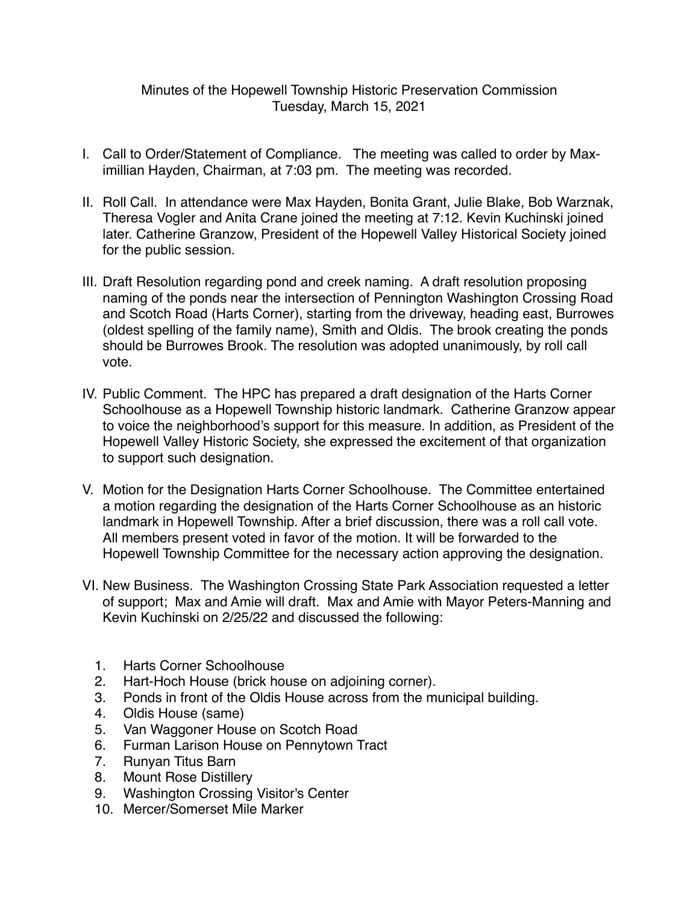Minutes of the Hopewell Township Historic Preservation Commission
Tuesday, March 15, 2021

I. Call to Order/Statement of Compliance. The meeting was called to order by Maximillian Hayden, Chairman, at 7:03 pm. The meeting was recorded.

II. Roll Call. In attendance were Max Hayden, Bonita Grant, Julie Blake, Bob Warznak, Theresa Vogler and Anita Crane joined the meeting at 7:12. Kevin Kuchinski joined later. Catherine Granzow, President of the Hopewell Valley Historical Society joined for the public session.

III. Draft Resolution regarding pond and creek naming. A draft resolution proposing naming of the ponds near the intersection of Pennington Washington Crossing Road and Scotch Road (Harts Corner), starting from the driveway, heading east, Burrowes (oldest spelling of the family name), Smith and Oldis. The brook creating the ponds should be Burrowes Brook. The resolution was adopted unanimously, by roll call vote.

IV. Public Comment. The HPC has prepared a draft designation of the Harts Corner Schoolhouse as a Hopewell Township historic landmark. Catherine Granzow appear to voice the neighborhood's support for this measure. In addition, as President of the Hopewell Valley Historic Society, she expressed the excitement of that organization to support such designation.

V. Motion for the Designation Harts Corner Schoolhouse. The Committee entertained a motion regarding the designation of the Harts Corner Schoolhouse as an historic landmark in Hopewell Township. After a brief discussion, there was a roll call vote. All members present voted in favor of the motion. It will be forwarded to the Hopewell Township Committee for the necessary action approving the designation.

VI. New Business. The Washington Crossing State Park Association requested a letter of support; Max and Amie will draft. Max and Amie with Mayor Peters-Manning and Kevin Kuchinski on 2/25/22 and discussed the following:

1. Harts Corner Schoolhouse
2. Hart-Hoch House (brick house on adjoining corner).
3. Ponds in front of the Oldis House across from the municipal building.
4. Oldis House (same)
5. Van Waggoner House on Scotch Road
6. Furman Larison House on Pennytown Tract
7. Runyan Titus Barn
8. Mount Rose Distillery
9. Washington Crossing Visitor's Center
10. Mercer/Somerset Mile Marker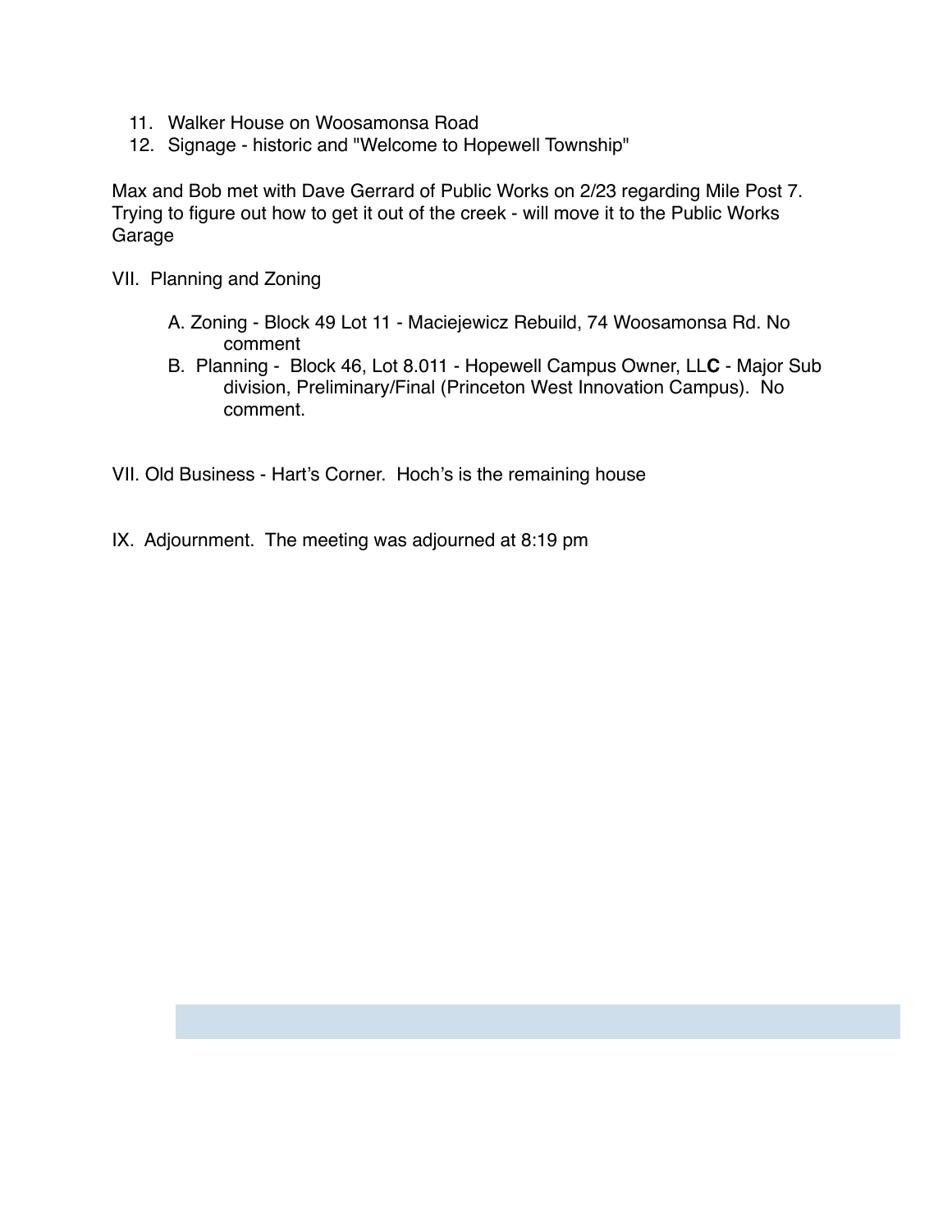11. Walker House on Woosamonsa Road
12. Signage - historic and "Welcome to Hopewell Township"

Max and Bob met with Dave Gerrard of Public Works on 2/23 regarding Mile Post 7. Trying to figure out how to get it out of the creek - will move it to the Public Works Garage

VII. Planning and Zoning

A. Zoning - Block 49 Lot 11 - Maciejewicz Rebuild, 74 Woosamonsa Rd. No comment

B. Planning - Block 46, Lot 8.011 - Hopewell Campus Owner, LL**C** - Major Sub division, Preliminary/Final (Princeton West Innovation Campus). No comment.

VII. Old Business - Hart's Corner. Hoch's is the remaining house

IX. Adjournment. The meeting was adjourned at 8:19 pm